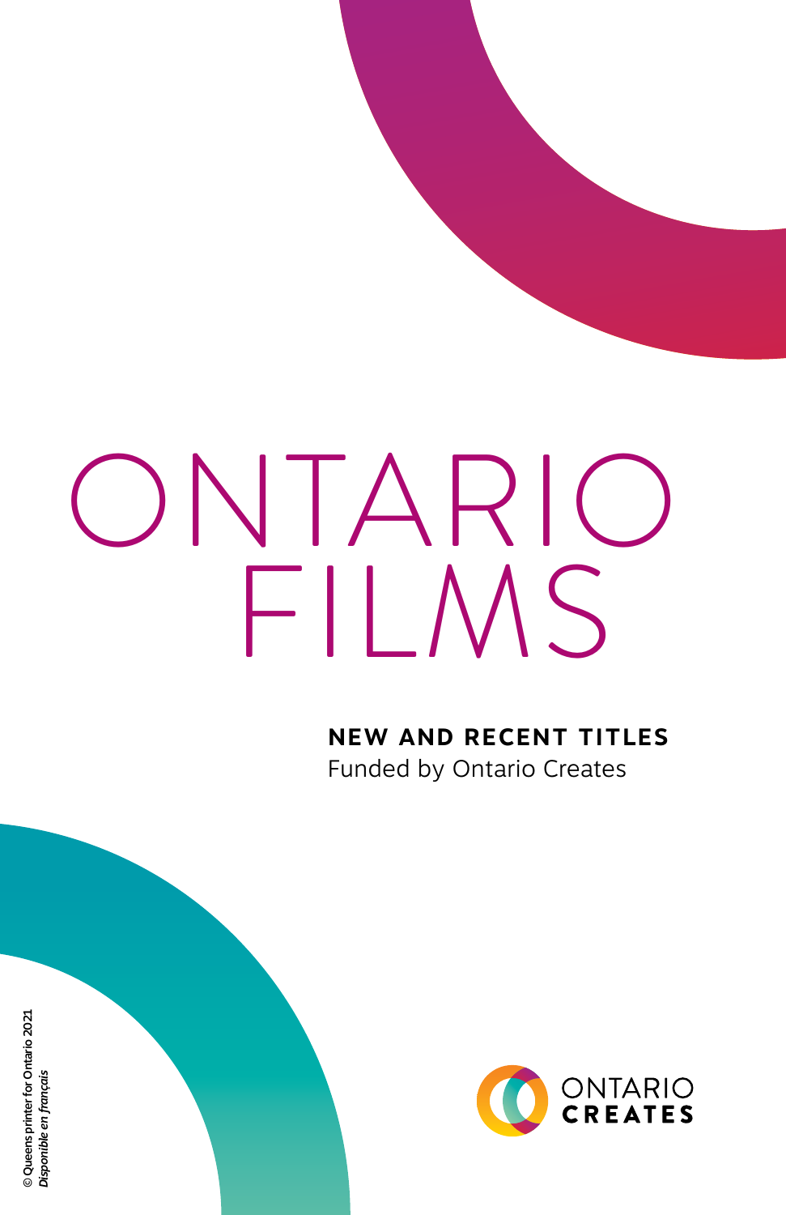# ONTARIO FILMS

**NEW AND RECENT TITLES**

Funded by Ontario Creates

ONTARIO CREATES

© Queens printer for Ontario 2021

*Disponible en français*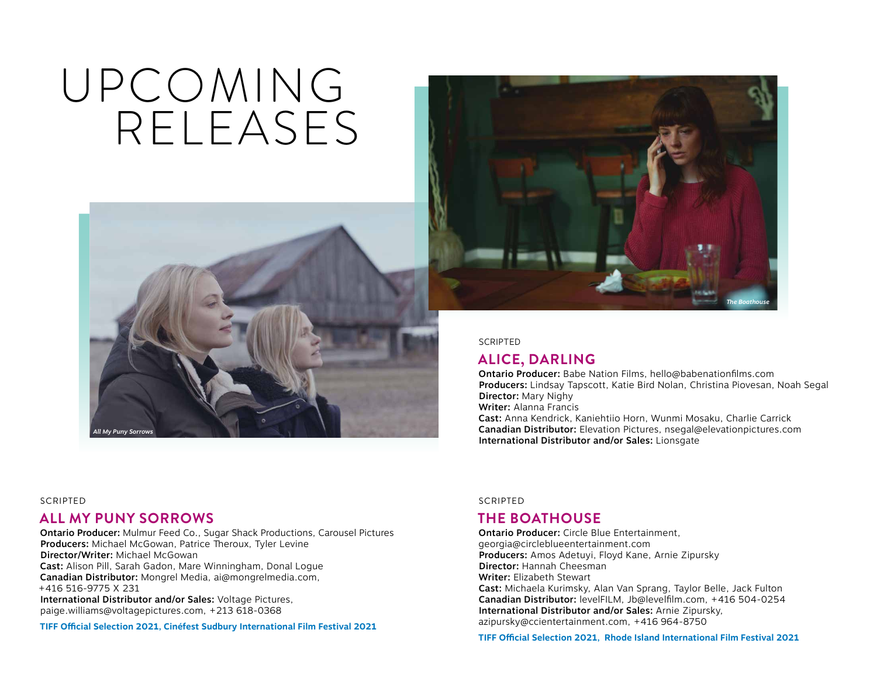# UPCOMING RELEASES

*The Boathouse*

*All My Puny Sorrows*

SCRIPTED

## ALICE, DARLING

**Ontario Producer:** Babe Nation Films, hello@babenationfilms.com
**Producers:** Lindsay Tapscott, Katie Bird Nolan, Christina Piovesan, Noah Segal
**Director:** Mary Nighy
**Writer:** Alanna Francis
**Cast:** Anna Kendrick, Kaniehtiio Horn, Wunmi Mosaku, Charlie Carrick
**Canadian Distributor:** Elevation Pictures, nsegal@elevationpictures.com
**International Distributor and/or Sales:** Lionsgate

SCRIPTED

## ALL MY PUNY SORROWS

**Ontario Producer:** Mulmur Feed Co., Sugar Shack Productions, Carousel Pictures
**Producers:** Michael McGowan, Patrice Theroux, Tyler Levine
**Director/Writer:** Michael McGowan
**Cast:** Alison Pill, Sarah Gadon, Mare Winningham, Donal Logue
**Canadian Distributor:** Mongrel Media, ai@mongrelmedia.com, +416 516-9775 X 231
**International Distributor and/or Sales:** Voltage Pictures, paige.williams@voltagepictures.com, +213 618-0368

**TIFF Official Selection 2021, Cinéfest Sudbury International Film Festival 2021**

SCRIPTED

## THE BOATHOUSE

**Ontario Producer:** Circle Blue Entertainment, georgia@circleblueentertainment.com
**Producers:** Amos Adetuyi, Floyd Kane, Arnie Zipursky
**Director:** Hannah Cheesman
**Writer:** Elizabeth Stewart
**Cast:** Michaela Kurimsky, Alan Van Sprang, Taylor Belle, Jack Fulton
**Canadian Distributor:** levelFILM, Jb@levelfilm.com, +416 504-0254
**International Distributor and/or Sales:** Arnie Zipursky, azipursky@ccientertainment.com, +416 964-8750

**TIFF Official Selection 2021, Rhode Island International Film Festival 2021**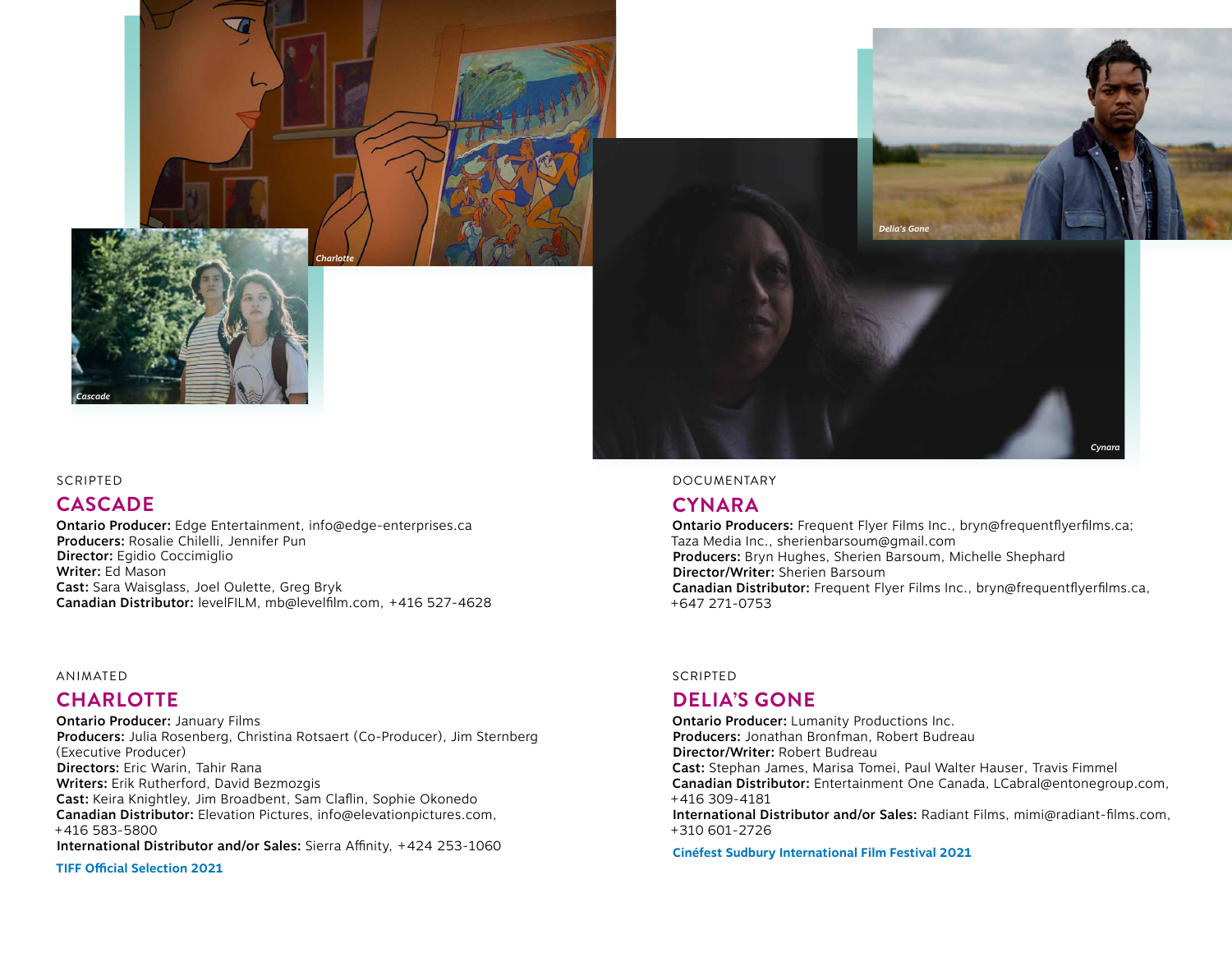SCRIPTED

## CASCADE

**Ontario Producer:** Edge Entertainment, info@edge-enterprises.ca
**Producers:** Rosalie Chilelli, Jennifer Pun
**Director:** Egidio Coccimiglio
**Writer:** Ed Mason
**Cast:** Sara Waisglass, Joel Oulette, Greg Bryk
**Canadian Distributor:** levelFILM, mb@levelfilm.com, +416 527-4628

ANIMATED

## CHARLOTTE

**Ontario Producer:** January Films
**Producers:** Julia Rosenberg, Christina Rotsaert (Co-Producer), Jim Sternberg (Executive Producer)
**Directors:** Eric Warin, Tahir Rana
**Writers:** Erik Rutherford, David Bezmozgis
**Cast:** Keira Knightley, Jim Broadbent, Sam Claflin, Sophie Okonedo
**Canadian Distributor:** Elevation Pictures, info@elevationpictures.com, +416 583-5800
**International Distributor and/or Sales:** Sierra Affinity, +424 253-1060

**TIFF Official Selection 2021**

DOCUMENTARY

## CYNARA

**Ontario Producers:** Frequent Flyer Films Inc., bryn@frequentflyerfilms.ca; Taza Media Inc., sherienbarsoum@gmail.com
**Producers:** Bryn Hughes, Sherien Barsoum, Michelle Shephard
**Director/Writer:** Sherien Barsoum
**Canadian Distributor:** Frequent Flyer Films Inc., bryn@frequentflyerfilms.ca, +647 271-0753

SCRIPTED

## DELIA'S GONE

**Ontario Producer:** Lumanity Productions Inc.
**Producers:** Jonathan Bronfman, Robert Budreau
**Director/Writer:** Robert Budreau
**Cast:** Stephan James, Marisa Tomei, Paul Walter Hauser, Travis Fimmel
**Canadian Distributor:** Entertainment One Canada, LCabral@entonegroup.com, +416 309-4181
**International Distributor and/or Sales:** Radiant Films, mimi@radiant-films.com, +310 601-2726

**Cinéfest Sudbury International Film Festival 2021**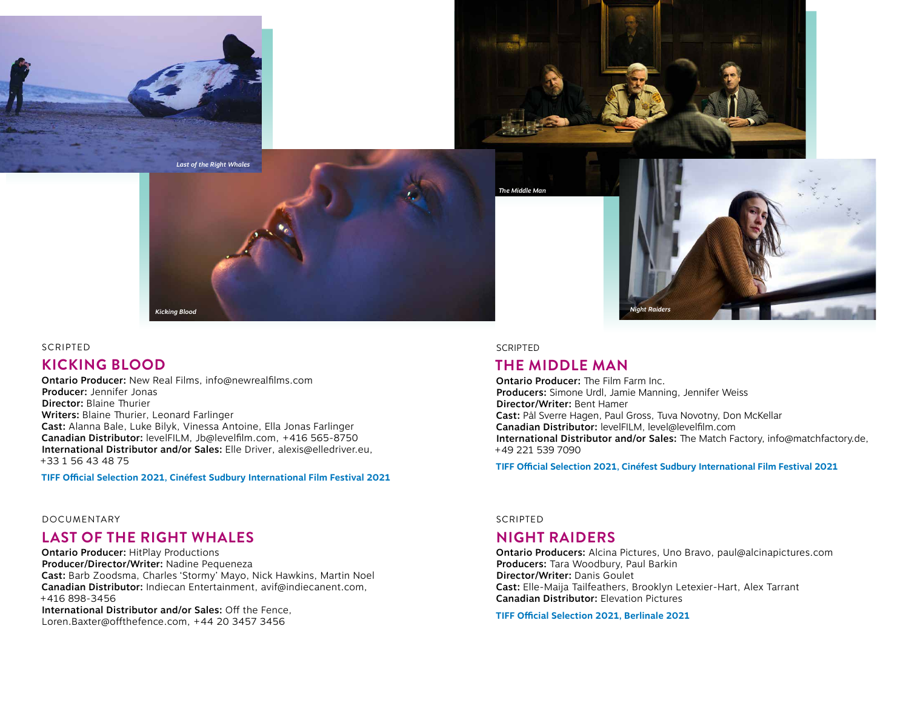SCRIPTED

## KICKING BLOOD

**Ontario Producer:** New Real Films, info@newrealfilms.com
**Producer:** Jennifer Jonas
**Director:** Blaine Thurier
**Writers:** Blaine Thurier, Leonard Farlinger
**Cast:** Alanna Bale, Luke Bilyk, Vinessa Antoine, Ella Jonas Farlinger
**Canadian Distributor:** levelFILM, Jb@levelfilm.com, +416 565-8750
**International Distributor and/or Sales:** Elle Driver, alexis@elledriver.eu, +33 1 56 43 48 75

**TIFF Official Selection 2021, Cinéfest Sudbury International Film Festival 2021**

DOCUMENTARY

## LAST OF THE RIGHT WHALES

**Ontario Producer:** HitPlay Productions
**Producer/Director/Writer:** Nadine Pequeneza
**Cast:** Barb Zoodsma, Charles 'Stormy' Mayo, Nick Hawkins, Martin Noel
**Canadian Distributor:** Indiecan Entertainment, avif@indiecanent.com, +416 898-3456
**International Distributor and/or Sales:** Off the Fence, Loren.Baxter@offthefence.com, +44 20 3457 3456

SCRIPTED

## THE MIDDLE MAN

**Ontario Producer:** The Film Farm Inc.
**Producers:** Simone Urdl, Jamie Manning, Jennifer Weiss
**Director/Writer:** Bent Hamer
**Cast:** Pål Sverre Hagen, Paul Gross, Tuva Novotny, Don McKellar
**Canadian Distributor:** levelFILM, level@levelfilm.com
**International Distributor and/or Sales:** The Match Factory, info@matchfactory.de, +49 221 539 7090

**TIFF Official Selection 2021, Cinéfest Sudbury International Film Festival 2021**

SCRIPTED

## NIGHT RAIDERS

**Ontario Producers:** Alcina Pictures, Uno Bravo, paul@alcinapictures.com
**Producers:** Tara Woodbury, Paul Barkin
**Director/Writer:** Danis Goulet
**Cast:** Elle-Maija Tailfeathers, Brooklyn Letexier-Hart, Alex Tarrant
**Canadian Distributor:** Elevation Pictures

**TIFF Official Selection 2021, Berlinale 2021**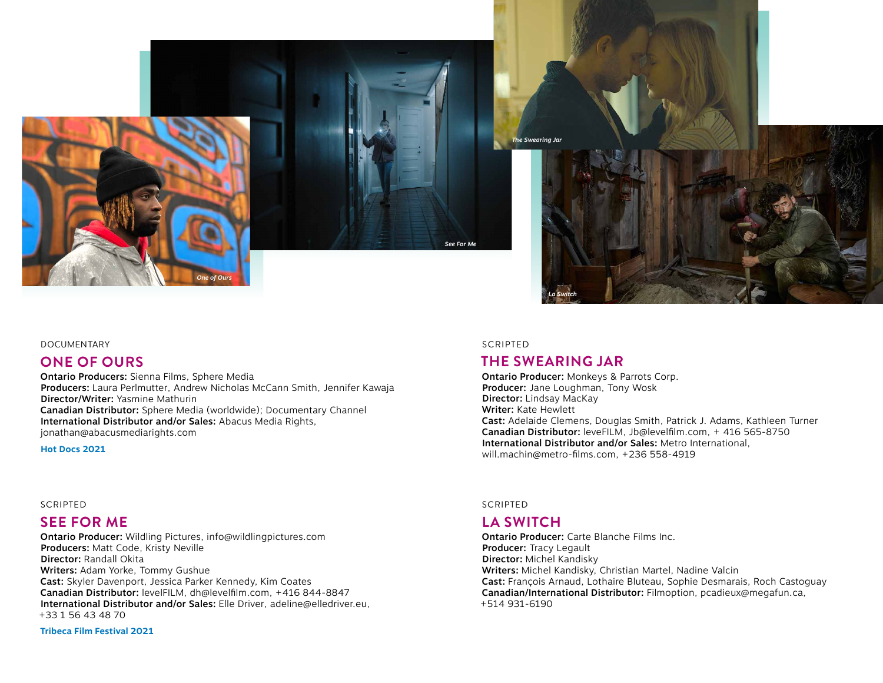*One of Ours*

*See For Me*

*The Swearing Jar*

*La Switch*

DOCUMENTARY

## ONE OF OURS

**Ontario Producers:** Sienna Films, Sphere Media
**Producers:** Laura Perlmutter, Andrew Nicholas McCann Smith, Jennifer Kawaja
**Director/Writer:** Yasmine Mathurin
**Canadian Distributor:** Sphere Media (worldwide); Documentary Channel
**International Distributor and/or Sales:** Abacus Media Rights, jonathan@abacusmediarights.com

**Hot Docs 2021**

SCRIPTED

## SEE FOR ME

**Ontario Producer:** Wildling Pictures, info@wildlingpictures.com
**Producers:** Matt Code, Kristy Neville
**Director:** Randall Okita
**Writers:** Adam Yorke, Tommy Gushue
**Cast:** Skyler Davenport, Jessica Parker Kennedy, Kim Coates
**Canadian Distributor:** levelFILM, dh@levelfilm.com, +416 844-8847
**International Distributor and/or Sales:** Elle Driver, adeline@elledriver.eu, +33 1 56 43 48 70

**Tribeca Film Festival 2021**

SCRIPTED

## THE SWEARING JAR

**Ontario Producer:** Monkeys & Parrots Corp.
**Producer:** Jane Loughman, Tony Wosk
**Director:** Lindsay MacKay
**Writer:** Kate Hewlett
**Cast:** Adelaide Clemens, Douglas Smith, Patrick J. Adams, Kathleen Turner
**Canadian Distributor:** leveFILM, Jb@levelfilm.com, + 416 565-8750
**International Distributor and/or Sales:** Metro International, will.machin@metro-films.com, +236 558-4919

SCRIPTED

## LA SWITCH

**Ontario Producer:** Carte Blanche Films Inc.
**Producer:** Tracy Legault
**Director:** Michel Kandisky
**Writers:** Michel Kandisky, Christian Martel, Nadine Valcin
**Cast:** François Arnaud, Lothaire Bluteau, Sophie Desmarais, Roch Castoguay
**Canadian/International Distributor:** Filmoption, pcadieux@megafun.ca, +514 931-6190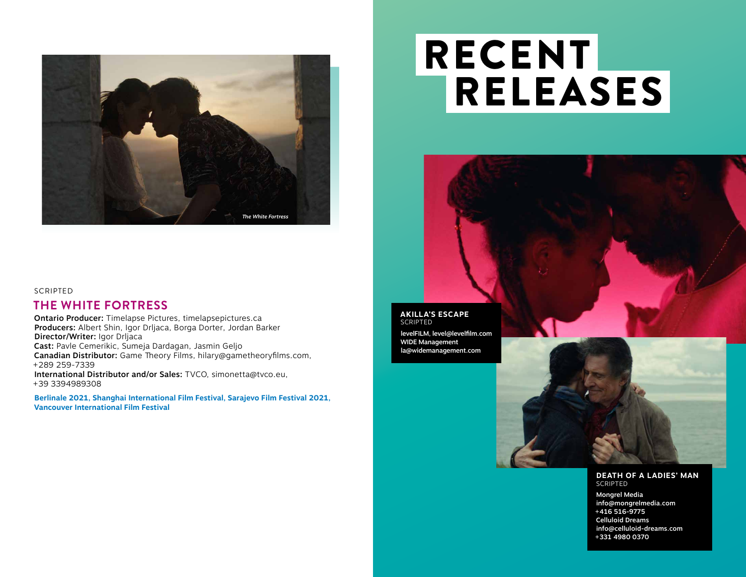*The White Fortress*

SCRIPTED

## THE WHITE FORTRESS

**Ontario Producer:** Timelapse Pictures, timelapsepictures.ca
**Producers:** Albert Shin, Igor Drljaca, Borga Dorter, Jordan Barker
**Director/Writer:** Igor Drljaca
**Cast:** Pavle Cemerikic, Sumeja Dardagan, Jasmin Geljo
**Canadian Distributor:** Game Theory Films, hilary@gametheoryfilms.com, +289 259-7339
**International Distributor and/or Sales:** TVCO, simonetta@tvco.eu, +39 3394989308

**Berlinale 2021, Shanghai International Film Festival, Sarajevo Film Festival 2021, Vancouver International Film Festival**

# RECENT RELEASES

**AKILLA'S ESCAPE**
SCRIPTED
levelFILM, level@levelfilm.com
WIDE Management
la@widemanagement.com

**DEATH OF A LADIES' MAN**
SCRIPTED
Mongrel Media
info@mongrelmedia.com
+416 516-9775
Celluloid Dreams
info@celluloid-dreams.com
+331 4980 0370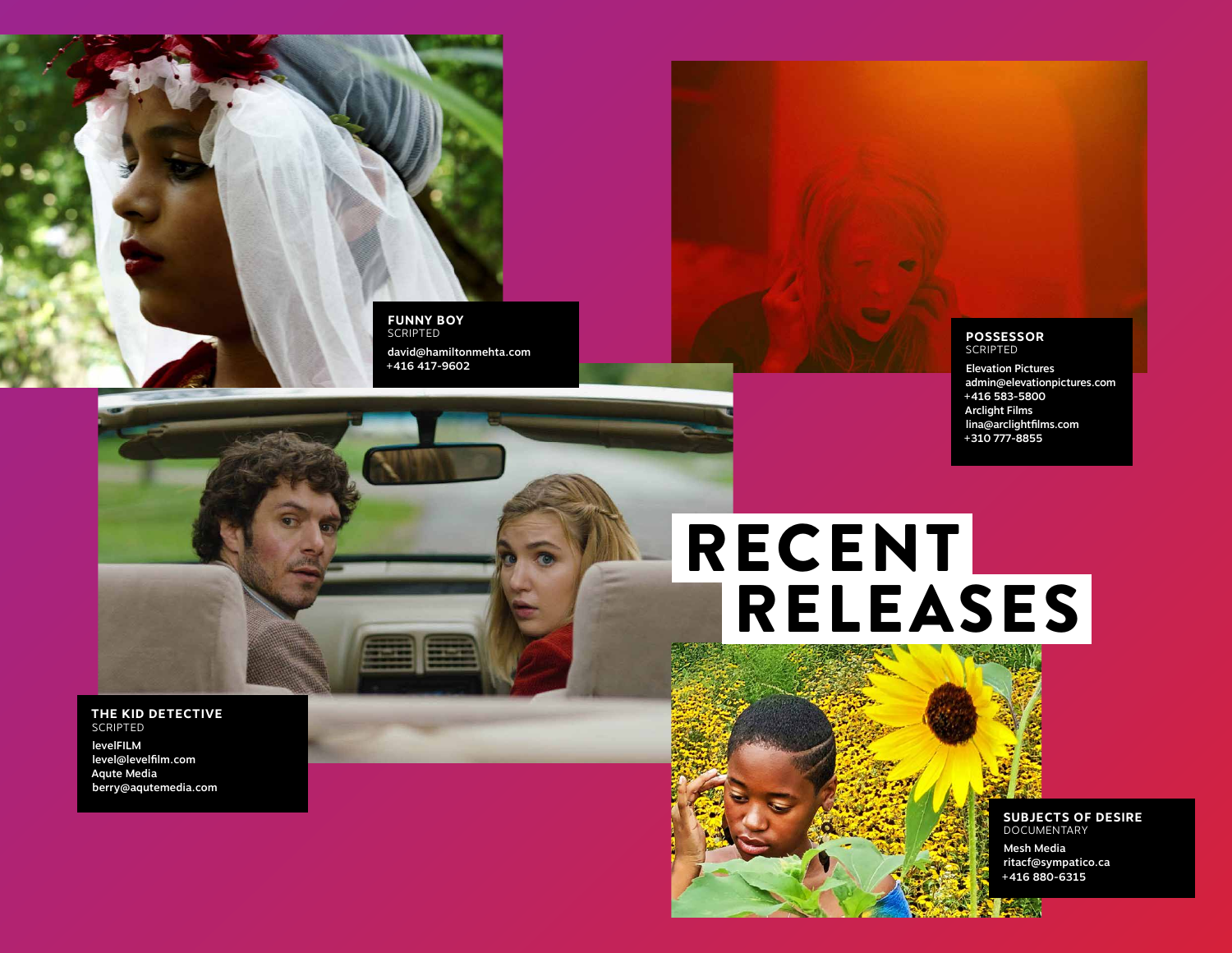# RECENT RELEASES

**FUNNY BOY**
SCRIPTED
david@hamiltonmehta.com
+416 417-9602

**POSSESSOR**
SCRIPTED
Elevation Pictures
admin@elevationpictures.com
+416 583-5800
Arclight Films
lina@arclightfilms.com
+310 777-8855

**THE KID DETECTIVE**
SCRIPTED
levelFILM
level@levelfilm.com
Aqute Media
berry@aqutemedia.com

**SUBJECTS OF DESIRE**
DOCUMENTARY
Mesh Media
ritacf@sympatico.ca
+416 880-6315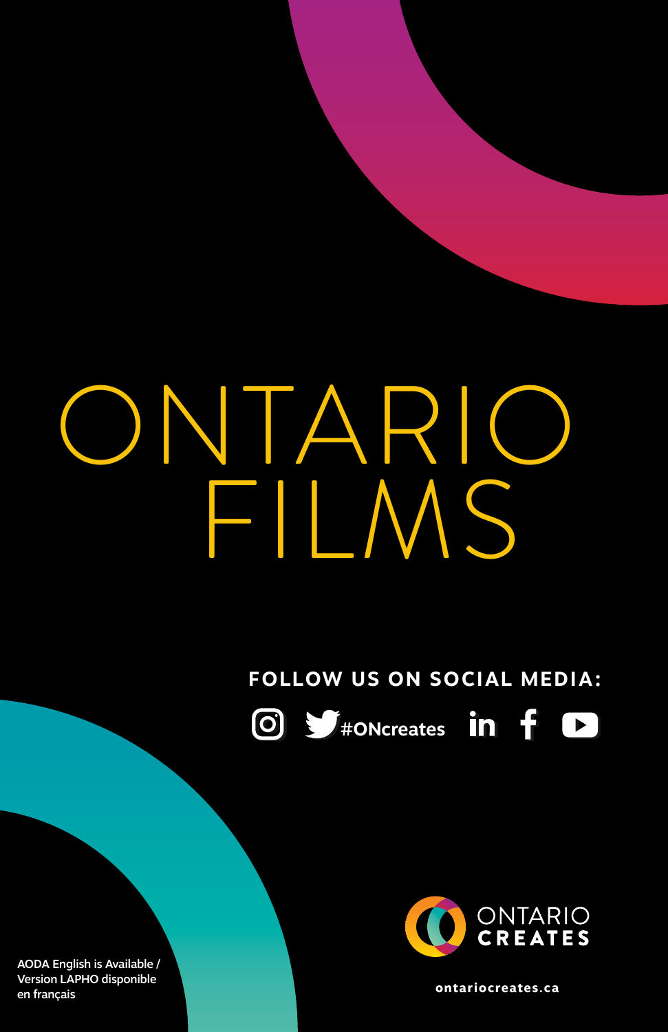# ONTARIO FILMS

**FOLLOW US ON SOCIAL MEDIA:**

#ONcreates

ONTARIO CREATES

ontariocreates.ca

AODA English is Available / Version LAPHO disponible en français